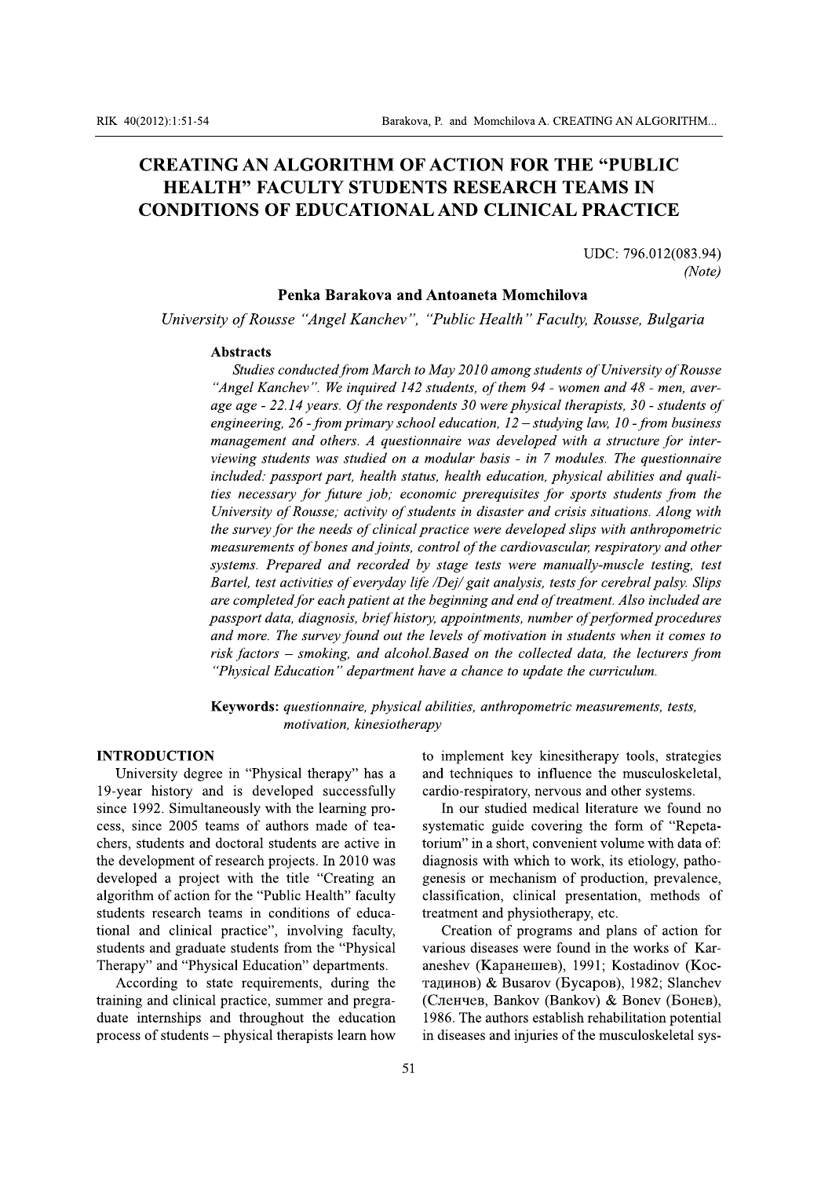# CREATING AN ALGORITHM OF ACTION FOR THE "PUBLIC HEALTH" FACULTY STUDENTS RESEARCH TEAMS IN CONDITIONS OF EDUCATIONAL AND CLINICAL PRACTICE

UDC: 796.012(083.94)
*(Note)*

**Penka Barakova and Antoaneta Momchilova**

*University of Rousse "Angel Kanchev", "Public Health" Faculty, Rousse, Bulgaria*

**Abstracts**

*Studies conducted from March to May 2010 among students of University of Rousse "Angel Kanchev". We inquired 142 students, of them 94 - women and 48 - men, average age - 22.14 years. Of the respondents 30 were physical therapists, 30 - students of engineering, 26 - from primary school education, 12 – studying law, 10 - from business management and others. A questionnaire was developed with a structure for interviewing students was studied on a modular basis - in 7 modules. The questionnaire included: passport part, health status, health education, physical abilities and qualities necessary for future job; economic prerequisites for sports students from the University of Rousse; activity of students in disaster and crisis situations. Along with the survey for the needs of clinical practice were developed slips with anthropometric measurements of bones and joints, control of the cardiovascular, respiratory and other systems. Prepared and recorded by stage tests were manually-muscle testing, test Bartel, test activities of everyday life /Dej/ gait analysis, tests for cerebral palsy. Slips are completed for each patient at the beginning and end of treatment. Also included are passport data, diagnosis, brief history, appointments, number of performed procedures and more. The survey found out the levels of motivation in students when it comes to risk factors – smoking, and alcohol.Based on the collected data, the lecturers from "Physical Education" department have a chance to update the curriculum.*

**Keywords:** *questionnaire, physical abilities, anthropometric measurements, tests, motivation, kinesiotherapy*

## INTRODUCTION

University degree in "Physical therapy" has a 19-year history and is developed successfully since 1992. Simultaneously with the learning process, since 2005 teams of authors made of teachers, students and doctoral students are active in the development of research projects. In 2010 was developed a project with the title "Creating an algorithm of action for the "Public Health" faculty students research teams in conditions of educational and clinical practice", involving faculty, students and graduate students from the "Physical Therapy" and "Physical Education" departments.

According to state requirements, during the training and clinical practice, summer and pregraduate internships and throughout the education process of students – physical therapists learn how to implement key kinesitherapy tools, strategies and techniques to influence the musculoskeletal, cardio-respiratory, nervous and other systems.

In our studied medical literature we found no systematic guide covering the form of "Repetatorium" in a short, convenient volume with data of: diagnosis with which to work, its etiology, pathogenesis or mechanism of production, prevalence, classification, clinical presentation, methods of treatment and physiotherapy, etc.

Creation of programs and plans of action for various diseases were found in the works of Karaneshev (Каранешев), 1991; Kostadinov (Костадинов) & Busarov (Бусаров), 1982; Slanchev (Сленчев, Bankov (Bankov) & Bonev (Бонев), 1986. The authors establish rehabilitation potential in diseases and injuries of the musculoskeletal sys-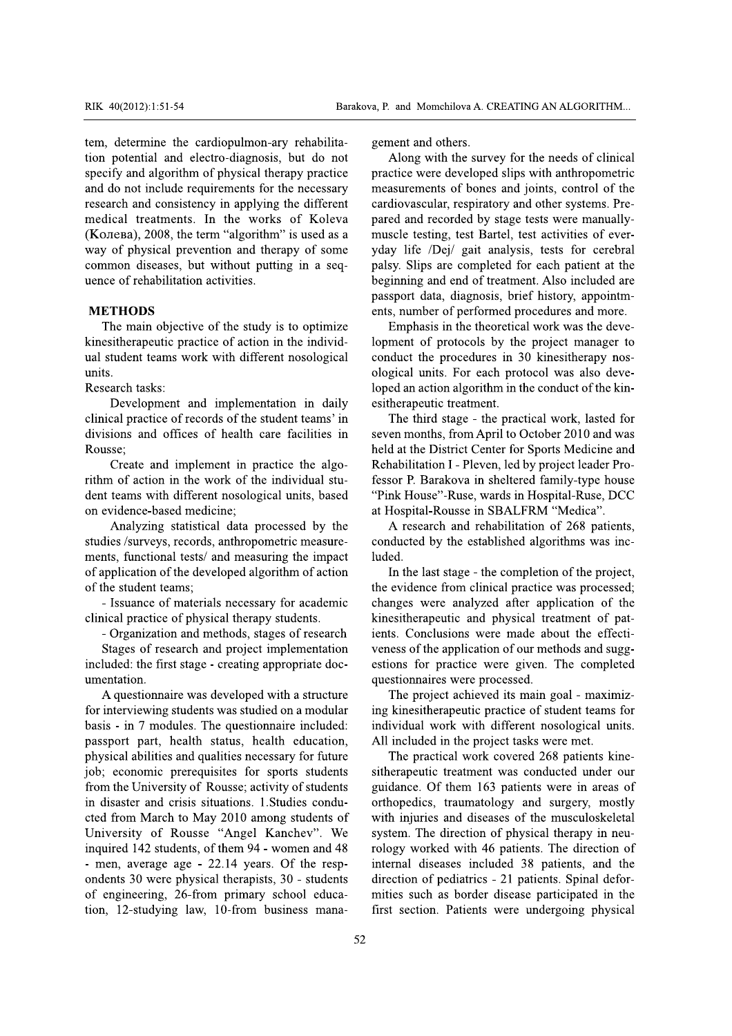tem, determine the cardiopulmon-ary rehabilitation potential and electro-diagnosis, but do not specify and algorithm of physical therapy practice and do not include requirements for the necessary research and consistency in applying the different medical treatments. In the works of Koleva (Колева), 2008, the term "algorithm" is used as a way of physical prevention and therapy of some common diseases, but without putting in a sequence of rehabilitation activities.

## METHODS

The main objective of the study is to optimize kinesitherapeutic practice of action in the individual student teams work with different nosological units.

Research tasks:

Development and implementation in daily clinical practice of records of the student teams' in divisions and offices of health care facilities in Rousse;

Create and implement in practice the algorithm of action in the work of the individual student teams with different nosological units, based on evidence-based medicine;

Analyzing statistical data processed by the studies /surveys, records, anthropometric measurements, functional tests/ and measuring the impact of application of the developed algorithm of action of the student teams;

- Issuance of materials necessary for academic clinical practice of physical therapy students.

- Organization and methods, stages of research

Stages of research and project implementation included: the first stage - creating appropriate documentation.

A questionnaire was developed with a structure for interviewing students was studied on a modular basis - in 7 modules. The questionnaire included: passport part, health status, health education, physical abilities and qualities necessary for future job; economic prerequisites for sports students from the University of Rousse; activity of students in disaster and crisis situations. 1.Studies conducted from March to May 2010 among students of University of Rousse "Angel Kanchev". We inquired 142 students, of them 94 - women and 48 - men, average age - 22.14 years. Of the respondents 30 were physical therapists, 30 - students of engineering, 26-from primary school education, 12-studying law, 10-from business management and others.

Along with the survey for the needs of clinical practice were developed slips with anthropometric measurements of bones and joints, control of the cardiovascular, respiratory and other systems. Prepared and recorded by stage tests were manually-muscle testing, test Bartel, test activities of everyday life /Dej/ gait analysis, tests for cerebral palsy. Slips are completed for each patient at the beginning and end of treatment. Also included are passport data, diagnosis, brief history, appointments, number of performed procedures and more.

Emphasis in the theoretical work was the development of protocols by the project manager to conduct the procedures in 30 kinesitherapy nosological units. For each protocol was also developed an action algorithm in the conduct of the kinesitherapeutic treatment.

The third stage - the practical work, lasted for seven months, from April to October 2010 and was held at the District Center for Sports Medicine and Rehabilitation I - Pleven, led by project leader Professor P. Barakova in sheltered family-type house "Pink House"-Ruse, wards in Hospital-Ruse, DCC at Hospital-Rousse in SBALFRM "Medica".

A research and rehabilitation of 268 patients, conducted by the established algorithms was included.

In the last stage - the completion of the project, the evidence from clinical practice was processed; changes were analyzed after application of the kinesitherapeutic and physical treatment of patients. Conclusions were made about the effectiveness of the application of our methods and suggestions for practice were given. The completed questionnaires were processed.

The project achieved its main goal - maximizing kinesitherapeutic practice of student teams for individual work with different nosological units. All included in the project tasks were met.

The practical work covered 268 patients kinesitherapeutic treatment was conducted under our guidance. Of them 163 patients were in areas of orthopedics, traumatology and surgery, mostly with injuries and diseases of the musculoskeletal system. The direction of physical therapy in neurology worked with 46 patients. The direction of internal diseases included 38 patients, and the direction of pediatrics - 21 patients. Spinal deformities such as border disease participated in the first section. Patients were undergoing physical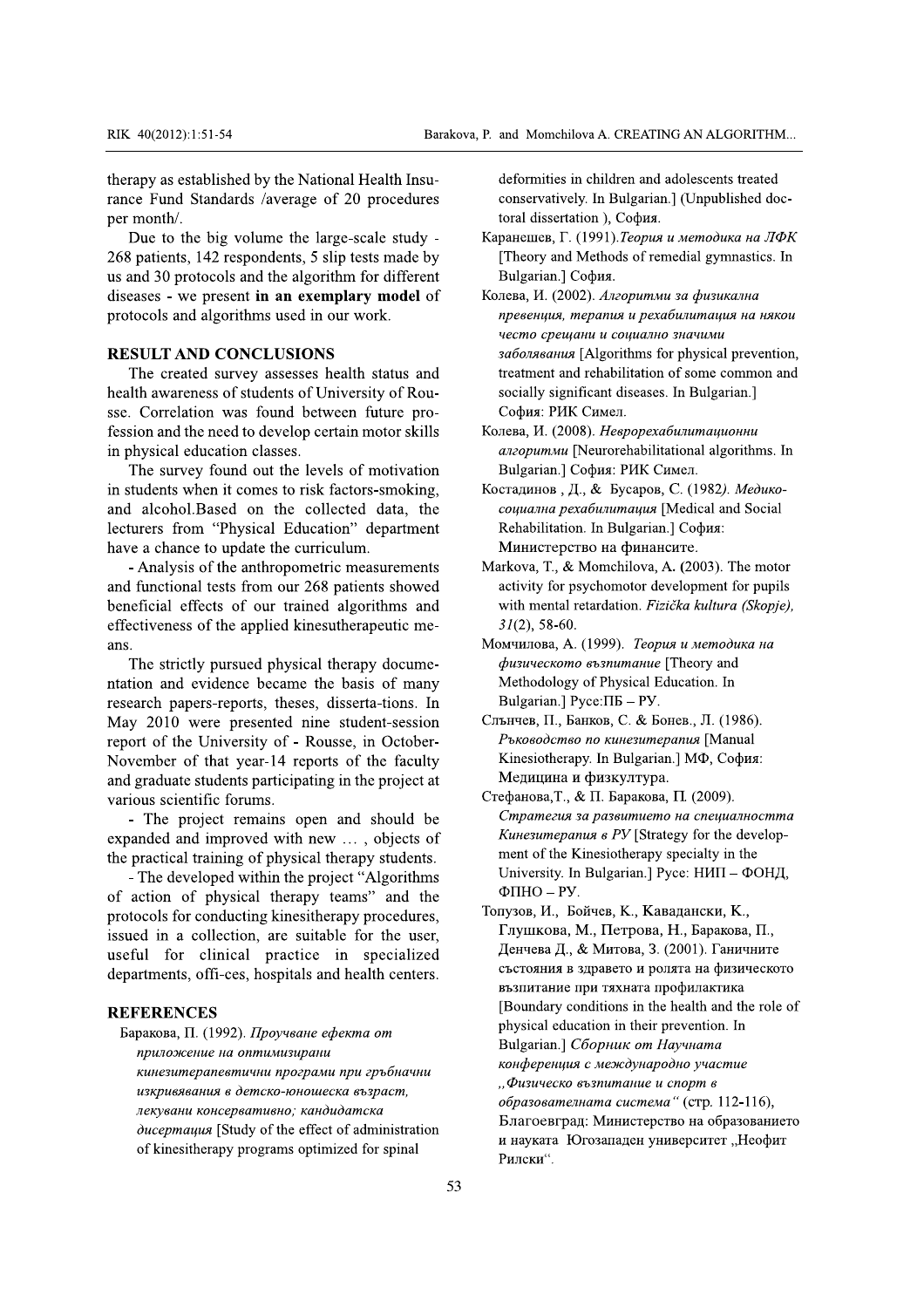therapy as established by the National Health Insurance Fund Standards /average of 20 procedures per month/.

Due to the big volume the large-scale study - 268 patients, 142 respondents, 5 slip tests made by us and 30 protocols and the algorithm for different diseases - we present **in an exemplary model** of protocols and algorithms used in our work.

## RESULT AND CONCLUSIONS

The created survey assesses health status and health awareness of students of University of Rousse. Correlation was found between future profession and the need to develop certain motor skills in physical education classes.

The survey found out the levels of motivation in students when it comes to risk factors-smoking, and alcohol.Based on the collected data, the lecturers from "Physical Education" department have a chance to update the curriculum.

- Analysis of the anthropometric measurements and functional tests from our 268 patients showed beneficial effects of our trained algorithms and effectiveness of the applied kinesutherapeutic means.

The strictly pursued physical therapy documentation and evidence became the basis of many research papers-reports, theses, disserta-tions. In May 2010 were presented nine student-session report of the University of - Rousse, in October-November of that year-14 reports of the faculty and graduate students participating in the project at various scientific forums.

- The project remains open and should be expanded and improved with new … , objects of the practical training of physical therapy students.

- The developed within the project "Algorithms of action of physical therapy teams" and the protocols for conducting kinesitherapy procedures, issued in a collection, are suitable for the user, useful for clinical practice in specialized departments, offi-ces, hospitals and health centers.

## REFERENCES

Баракова, П. (1992). *Проучване ефекта от приложение на оптимизирани кинезитерапевтични програми при гръбначни изкривявания в детско-юношеска възраст, лекувани консервативно; кандидатска дисертация* [Study of the effect of administration of kinesitherapy programs optimized for spinal deformities in children and adolescents treated conservatively. In Bulgarian.] (Unpublished doctoral dissertation ), София.

Каранешев, Г. (1991).*Теория и методика на ЛФК* [Theory and Methods of remedial gymnastics. In Bulgarian.] София.

Колева, И. (2002). *Алгоритми за физикална превенция, терапия и рехабилитация на някои често срещани и социално значими заболявания* [Algorithms for physical prevention, treatment and rehabilitation of some common and socially significant diseases. In Bulgarian.] София: РИК Симел.

Колева, И. (2008). *Неврорехабилитационни алгоритми* [Neurorehabilitational algorithms. In Bulgarian.] София: РИК Симел.

Костадинов , Д., & Бусаров, С. (1982*). Медико-социална рехабилитация* [Medical and Social Rehabilitation. In Bulgarian.] София: Министерство на финансите.

Markova, T., & Momchilova, A. (2003). The motor activity for psychomotor development for pupils with mental retardation. *Fizička kultura (Skopje), 31*(2), 58-60.

Момчилова, А. (1999). *Теория и методика на физическото възпитание* [Theory and Methodology of Physical Education. In Bulgarian.] Русе:ПБ – РУ.

Слънчев, П., Банков, С. & Бонев., Л. (1986). *Ръководство по кинезитерапия* [Manual Kinesiotherapy. In Bulgarian.] МФ, София: Медицина и физкултура.

Стефанова,Т., & П. Баракова, П. (2009). *Стратегия за развитието на специалността Кинезитерапия в РУ* [Strategy for the development of the Kinesiotherapy specialty in the University. In Bulgarian.] Русе: НИП – ФОНД, ФПНО – РУ.

Топузов, И., Бойчев, К., Каваднски, К., Глушкова, М., Петрова, Н., Баракова, П., Денчева Д., & Митова, З. (2001). Ганичните състояния в здравето и ролята на физическото възпитание при тяхната профилактика [Boundary conditions in the health and the role of physical education in their prevention. In Bulgarian.] *Сборник от Научната конференция с международно участие „Физическо възпитание и спорт в образователната система"* (стр. 112-116), Благоевград: Министерство на образованието и науката Югозападен университет „Неофит Рилски".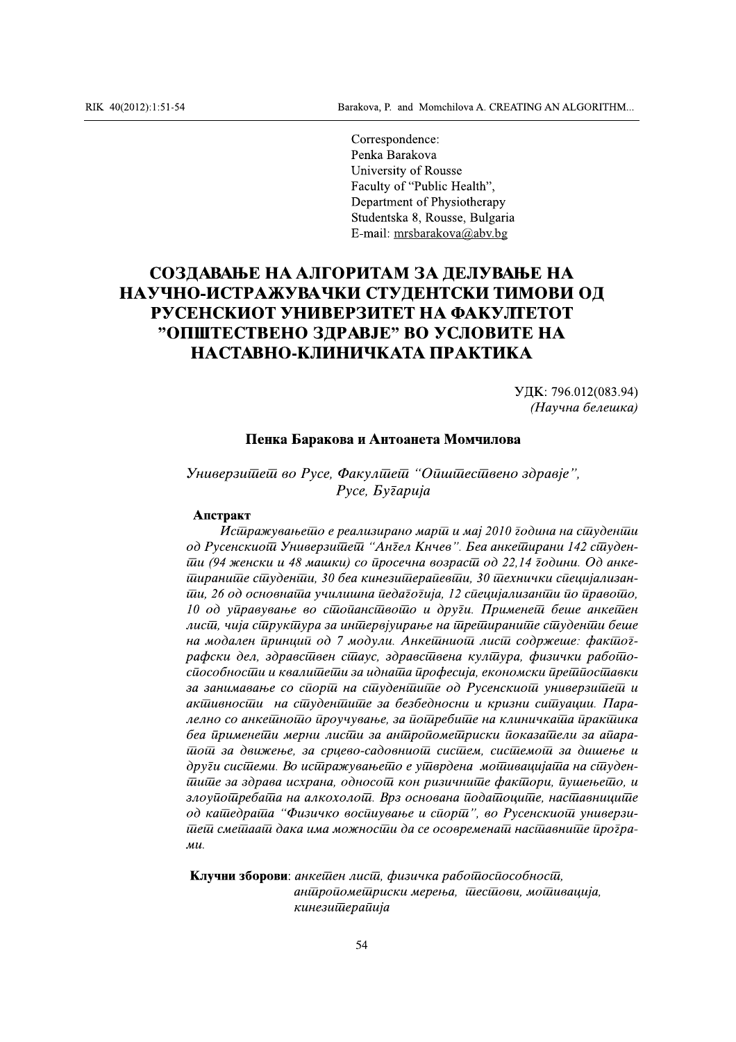Correspondence:
Penka Barakova
University of Rousse
Faculty of "Public Health",
Department of Physiotherapy
Studentska 8, Rousse, Bulgaria
E-mail: mrsbarakova@abv.bg

# СОЗДАВАЊЕ НА АЛГОРИТАМ ЗА ДЕЛУВАЊЕ НА НАУЧНО-ИСТРАЖУВАЧКИ СТУДЕНТСКИ ТИМОВИ ОД РУСЕНСКИОТ УНИВЕРЗИТЕТ НА ФАКУЛТЕТОТ "ОПШТЕСТВЕНО ЗДРАВЈЕ" ВО УСЛОВИТЕ НА НАСТАВНО-КЛИНИЧКАТА ПРАКТИКА

УДК: 796.012(083.94)
*(Научна белешка)*

**Пенка Баракова и Антоанета Момчилова**

*Универзитет во Русе, Факултет "Општествено здравје", Русе, Бугарија*

**Апстракт**

*Истражувањето е реализирано март и мај 2010 година на студенти од Русенскиот Универзитет "Ангел Кнчев". Беа анкетирани 142 студенти (94 женски и 48 машки) со просечна возраст од 22,14 години. Од анкетираните студенти, 30 беа кинезитерапевти, 30 технички специјализанти, 26 од основната училишна педагогија, 12 специјализанти по правото, 10 од управување во стопанството и други. Применет беше анкетен лист, чија структура за интервјуирање на третираните студенти беше на модален принцип од 7 модули. Анкетниот лист содржеше: фактографски дел, здравствен статус, здравствена култура, физички работоспособности и квалитети за идната професија, економски претпоставки за занимавање со спорт на студентите од Русенскиот универзитет и активности на студентите за безбедносни и кризни ситуации. Паралелно со анкетното проучување, за потребите на клиничката практика беа применети мерни листи за антропометриски показатели за апаратот за движење, за срцево-садовниот систем, системот за дишење и други системи. Во истражувањето е утврдена мотивацијата на студентите за здрава исхрана, односот кон ризичните фактори, пушењето, и злоупотребата на алкохолот. Врз основана податоците, наставниците од катедрата "Физичко воспување и спорт", во Русенскиот универзитет сметаат дака има можности да се осовременат наставните програми.*

**Клучни зборови**: *анкетен лист, физичка работоспособност, антропометриски мерења, тестови, мотивација, кинезитерапија*